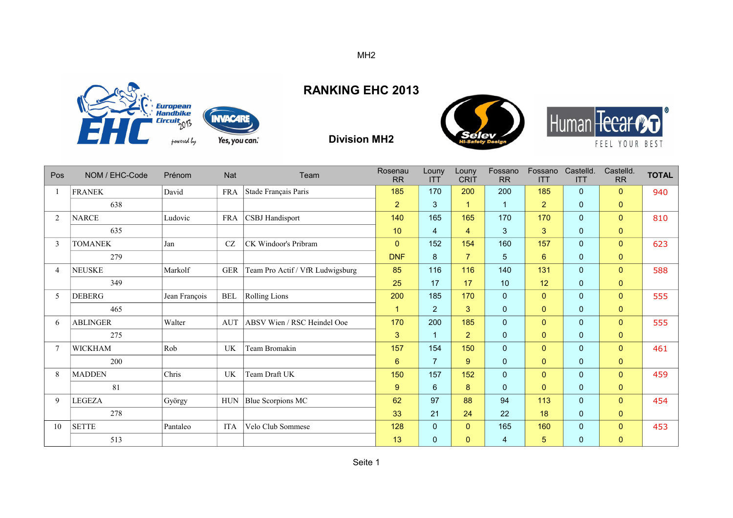MH2

# RANKING EHC 2013

## Division MH2

| Pos | NOM / EHC-Code | Prénom | Nat | Team | Rosenau RR | Louny ITT | Louny CRIT | Fossano RR | Fossano ITT | Castelld. ITT | Castelld. RR | TOTAL |
|---|---|---|---|---|---|---|---|---|---|---|---|---|
| 1 | FRANEK | David | FRA | Stade Français Paris | 185 | 170 | 200 | 200 | 185 | 0 | 0 | 940 |
| | 638 | | | | 2 | 3 | 1 | 1 | 2 | 0 | 0 | |
| 2 | NARCE | Ludovic | FRA | CSBJ Handisport | 140 | 165 | 165 | 170 | 170 | 0 | 0 | 810 |
| | 635 | | | | 10 | 4 | 4 | 3 | 3 | 0 | 0 | |
| 3 | TOMANEK | Jan | CZ | CK Windoor's Pribram | 0 | 152 | 154 | 160 | 157 | 0 | 0 | 623 |
| | 279 | | | | DNF | 8 | 7 | 5 | 6 | 0 | 0 | |
| 4 | NEUSKE | Markolf | GER | Team Pro Actif / VfR Ludwigsburg | 85 | 116 | 116 | 140 | 131 | 0 | 0 | 588 |
| | 349 | | | | 25 | 17 | 17 | 10 | 12 | 0 | 0 | |
| 5 | DEBERG | Jean François | BEL | Rolling Lions | 200 | 185 | 170 | 0 | 0 | 0 | 0 | 555 |
| | 465 | | | | 1 | 2 | 3 | 0 | 0 | 0 | 0 | |
| 6 | ABLINGER | Walter | AUT | ABSV Wien / RSC Heindel Ooe | 170 | 200 | 185 | 0 | 0 | 0 | 0 | 555 |
| | 275 | | | | 3 | 1 | 2 | 0 | 0 | 0 | 0 | |
| 7 | WICKHAM | Rob | UK | Team Bromakin | 157 | 154 | 150 | 0 | 0 | 0 | 0 | 461 |
| | 200 | | | | 6 | 7 | 9 | 0 | 0 | 0 | 0 | |
| 8 | MADDEN | Chris | UK | Team Draft UK | 150 | 157 | 152 | 0 | 0 | 0 | 0 | 459 |
| | 81 | | | | 9 | 6 | 8 | 0 | 0 | 0 | 0 | |
| 9 | LEGEZA | György | HUN | Blue Scorpions MC | 62 | 97 | 88 | 94 | 113 | 0 | 0 | 454 |
| | 278 | | | | 33 | 21 | 24 | 22 | 18 | 0 | 0 | |
| 10 | SETTE | Pantaleo | ITA | Velo Club Sommese | 128 | 0 | 0 | 165 | 160 | 0 | 0 | 453 |
| | 513 | | | | 13 | 0 | 0 | 4 | 5 | 0 | 0 | |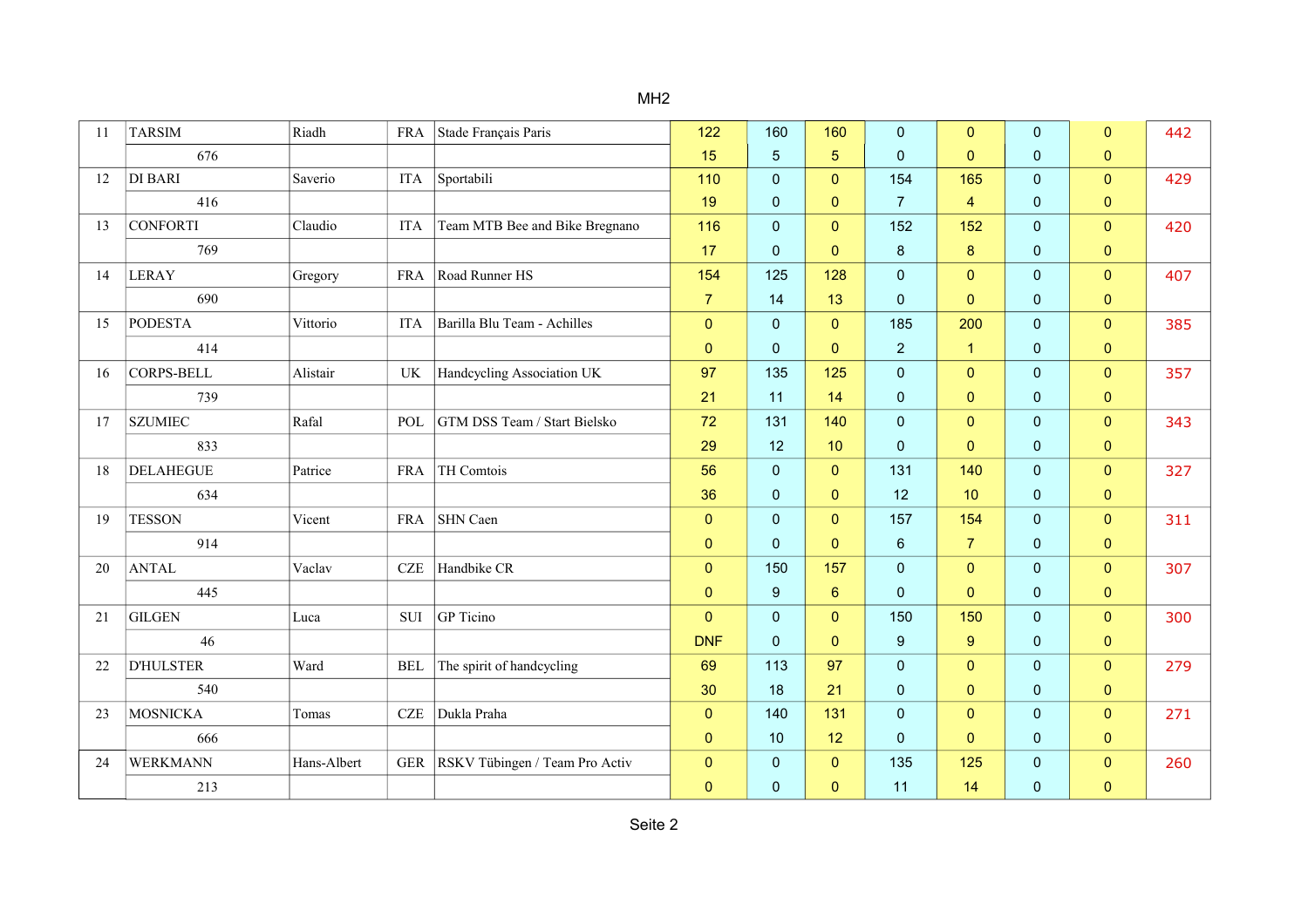MH2

| | | | | | | | | | | | | |
|---|---|---|---|---|---|---|---|---|---|---|---|---|
| 11 | TARSIM | Riadh | FRA | Stade Français Paris | 122 | 160 | 160 | 0 | 0 | 0 | 0 | 442 |
| | 676 | | | | 15 | 5 | 5 | 0 | 0 | 0 | 0 | |
| 12 | DI BARI | Saverio | ITA | Sportabili | 110 | 0 | 0 | 154 | 165 | 0 | 0 | 429 |
| | 416 | | | | 19 | 0 | 0 | 7 | 4 | 0 | 0 | |
| 13 | CONFORTI | Claudio | ITA | Team MTB Bee and Bike Bregnano | 116 | 0 | 0 | 152 | 152 | 0 | 0 | 420 |
| | 769 | | | | 17 | 0 | 0 | 8 | 8 | 0 | 0 | |
| 14 | LERAY | Gregory | FRA | Road Runner HS | 154 | 125 | 128 | 0 | 0 | 0 | 0 | 407 |
| | 690 | | | | 7 | 14 | 13 | 0 | 0 | 0 | 0 | |
| 15 | PODESTA | Vittorio | ITA | Barilla Blu Team - Achilles | 0 | 0 | 0 | 185 | 200 | 0 | 0 | 385 |
| | 414 | | | | 0 | 0 | 0 | 2 | 1 | 0 | 0 | |
| 16 | CORPS-BELL | Alistair | UK | Handcycling Association UK | 97 | 135 | 125 | 0 | 0 | 0 | 0 | 357 |
| | 739 | | | | 21 | 11 | 14 | 0 | 0 | 0 | 0 | |
| 17 | SZUMIEC | Rafal | POL | GTM DSS Team / Start Bielsko | 72 | 131 | 140 | 0 | 0 | 0 | 0 | 343 |
| | 833 | | | | 29 | 12 | 10 | 0 | 0 | 0 | 0 | |
| 18 | DELAHEGUE | Patrice | FRA | TH Comtois | 56 | 0 | 0 | 131 | 140 | 0 | 0 | 327 |
| | 634 | | | | 36 | 0 | 0 | 12 | 10 | 0 | 0 | |
| 19 | TESSON | Vicent | FRA | SHN Caen | 0 | 0 | 0 | 157 | 154 | 0 | 0 | 311 |
| | 914 | | | | 0 | 0 | 0 | 6 | 7 | 0 | 0 | |
| 20 | ANTAL | Vaclav | CZE | Handbike CR | 0 | 150 | 157 | 0 | 0 | 0 | 0 | 307 |
| | 445 | | | | 0 | 9 | 6 | 0 | 0 | 0 | 0 | |
| 21 | GILGEN | Luca | SUI | GP Ticino | 0 | 0 | 0 | 150 | 150 | 0 | 0 | 300 |
| | 46 | | | | DNF | 0 | 0 | 9 | 9 | 0 | 0 | |
| 22 | D'HULSTER | Ward | BEL | The spirit of handcycling | 69 | 113 | 97 | 0 | 0 | 0 | 0 | 279 |
| | 540 | | | | 30 | 18 | 21 | 0 | 0 | 0 | 0 | |
| 23 | MOSNICKA | Tomas | CZE | Dukla Praha | 0 | 140 | 131 | 0 | 0 | 0 | 0 | 271 |
| | 666 | | | | 0 | 10 | 12 | 0 | 0 | 0 | 0 | |
| 24 | WERKMANN | Hans-Albert | GER | RSKV Tübingen / Team Pro Activ | 0 | 0 | 0 | 135 | 125 | 0 | 0 | 260 |
| | 213 | | | | 0 | 0 | 0 | 11 | 14 | 0 | 0 | |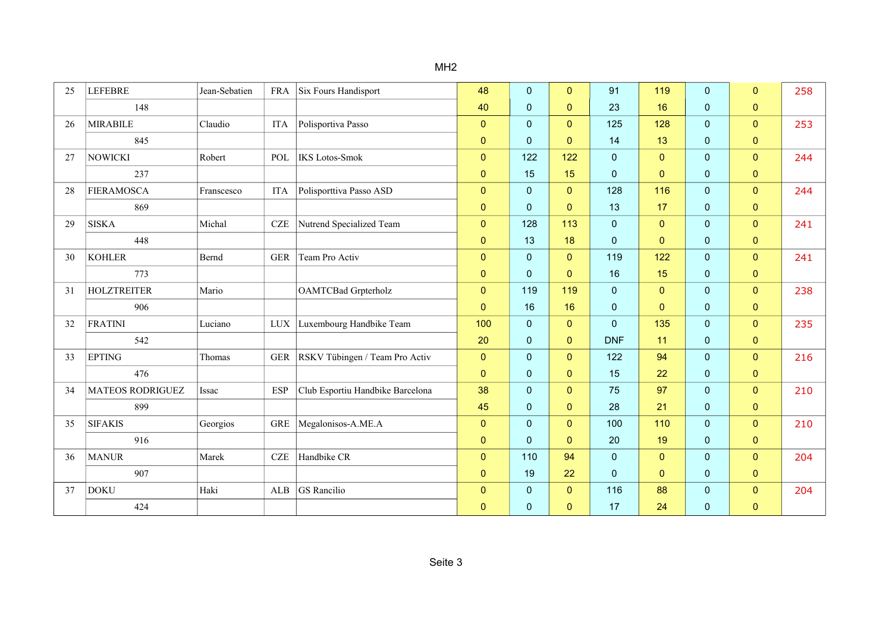MH2

| | | | | | | | | | | | | |
|---|---|---|---|---|---|---|---|---|---|---|---|---|
| 25 | LEFEBRE | Jean-Sebatien | FRA | Six Fours Handisport | 48 | 0 | 0 | 91 | 119 | 0 | 0 | 258 |
| | 148 | | | | 40 | 0 | 0 | 23 | 16 | 0 | 0 | |
| 26 | MIRABILE | Claudio | ITA | Polisportiva Passo | 0 | 0 | 0 | 125 | 128 | 0 | 0 | 253 |
| | 845 | | | | 0 | 0 | 0 | 14 | 13 | 0 | 0 | |
| 27 | NOWICKI | Robert | POL | IKS Lotos-Smok | 0 | 122 | 122 | 0 | 0 | 0 | 0 | 244 |
| | 237 | | | | 0 | 15 | 15 | 0 | 0 | 0 | 0 | |
| 28 | FIERAMOSCA | Franscesco | ITA | Polisporttiva Passo ASD | 0 | 0 | 0 | 128 | 116 | 0 | 0 | 244 |
| | 869 | | | | 0 | 0 | 0 | 13 | 17 | 0 | 0 | |
| 29 | SISKA | Michal | CZE | Nutrend Specialized Team | 0 | 128 | 113 | 0 | 0 | 0 | 0 | 241 |
| | 448 | | | | 0 | 13 | 18 | 0 | 0 | 0 | 0 | |
| 30 | KOHLER | Bernd | GER | Team Pro Activ | 0 | 0 | 0 | 119 | 122 | 0 | 0 | 241 |
| | 773 | | | | 0 | 0 | 0 | 16 | 15 | 0 | 0 | |
| 31 | HOLZTREITER | Mario | | OAMTCBad Grpterholz | 0 | 119 | 119 | 0 | 0 | 0 | 0 | 238 |
| | 906 | | | | 0 | 16 | 16 | 0 | 0 | 0 | 0 | |
| 32 | FRATINI | Luciano | LUX | Luxembourg Handbike Team | 100 | 0 | 0 | 0 | 135 | 0 | 0 | 235 |
| | 542 | | | | 20 | 0 | 0 | DNF | 11 | 0 | 0 | |
| 33 | EPTING | Thomas | GER | RSKV Tübingen / Team Pro Activ | 0 | 0 | 0 | 122 | 94 | 0 | 0 | 216 |
| | 476 | | | | 0 | 0 | 0 | 15 | 22 | 0 | 0 | |
| 34 | MATEOS RODRIGUEZ | Issac | ESP | Club Esportiu Handbike Barcelona | 38 | 0 | 0 | 75 | 97 | 0 | 0 | 210 |
| | 899 | | | | 45 | 0 | 0 | 28 | 21 | 0 | 0 | |
| 35 | SIFAKIS | Georgios | GRE | Megalonisos-A.ME.A | 0 | 0 | 0 | 100 | 110 | 0 | 0 | 210 |
| | 916 | | | | 0 | 0 | 0 | 20 | 19 | 0 | 0 | |
| 36 | MANUR | Marek | CZE | Handbike CR | 0 | 110 | 94 | 0 | 0 | 0 | 0 | 204 |
| | 907 | | | | 0 | 19 | 22 | 0 | 0 | 0 | 0 | |
| 37 | DOKU | Haki | ALB | GS Rancilio | 0 | 0 | 0 | 116 | 88 | 0 | 0 | 204 |
| | 424 | | | | 0 | 0 | 0 | 17 | 24 | 0 | 0 | |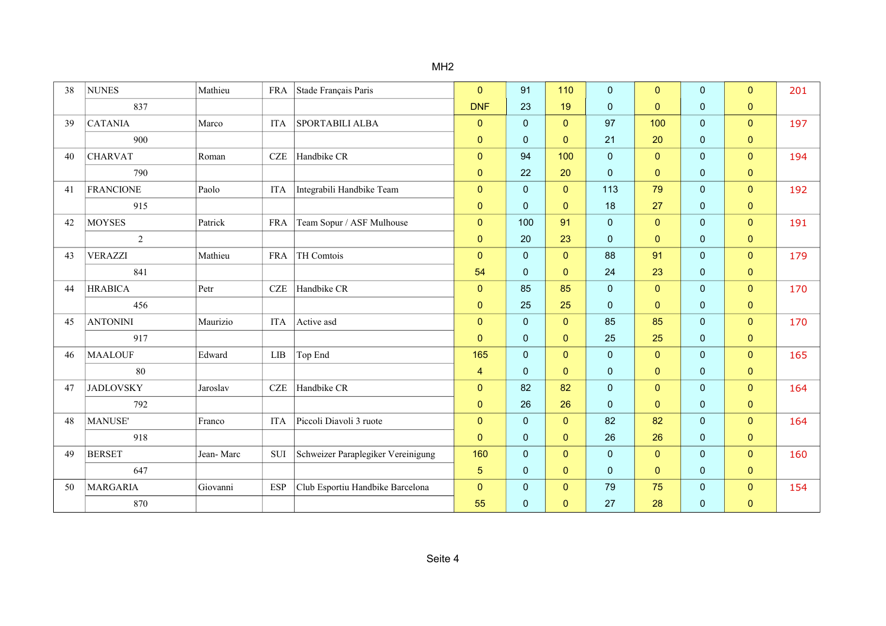MH2

| | | | | | | | | | | | | |
|---|---|---|---|---|---|---|---|---|---|---|---|---|
| 38 | NUNES | Mathieu | FRA | Stade Français Paris | 0 | 91 | 110 | 0 | 0 | 0 | 0 | 201 |
| | 837 | | | | DNF | 23 | 19 | 0 | 0 | 0 | 0 | |
| 39 | CATANIA | Marco | ITA | SPORTABILI ALBA | 0 | 0 | 0 | 97 | 100 | 0 | 0 | 197 |
| | 900 | | | | 0 | 0 | 0 | 21 | 20 | 0 | 0 | |
| 40 | CHARVAT | Roman | CZE | Handbike CR | 0 | 94 | 100 | 0 | 0 | 0 | 0 | 194 |
| | 790 | | | | 0 | 22 | 20 | 0 | 0 | 0 | 0 | |
| 41 | FRANCIONE | Paolo | ITA | Integrabili Handbike Team | 0 | 0 | 0 | 113 | 79 | 0 | 0 | 192 |
| | 915 | | | | 0 | 0 | 0 | 18 | 27 | 0 | 0 | |
| 42 | MOYSES | Patrick | FRA | Team Sopur / ASF Mulhouse | 0 | 100 | 91 | 0 | 0 | 0 | 0 | 191 |
| | 2 | | | | 0 | 20 | 23 | 0 | 0 | 0 | 0 | |
| 43 | VERAZZI | Mathieu | FRA | TH Comtois | 0 | 0 | 0 | 88 | 91 | 0 | 0 | 179 |
| | 841 | | | | 54 | 0 | 0 | 24 | 23 | 0 | 0 | |
| 44 | HRABICA | Petr | CZE | Handbike CR | 0 | 85 | 85 | 0 | 0 | 0 | 0 | 170 |
| | 456 | | | | 0 | 25 | 25 | 0 | 0 | 0 | 0 | |
| 45 | ANTONINI | Maurizio | ITA | Active asd | 0 | 0 | 0 | 85 | 85 | 0 | 0 | 170 |
| | 917 | | | | 0 | 0 | 0 | 25 | 25 | 0 | 0 | |
| 46 | MAALOUF | Edward | LIB | Top End | 165 | 0 | 0 | 0 | 0 | 0 | 0 | 165 |
| | 80 | | | | 4 | 0 | 0 | 0 | 0 | 0 | 0 | |
| 47 | JADLOVSKY | Jaroslav | CZE | Handbike CR | 0 | 82 | 82 | 0 | 0 | 0 | 0 | 164 |
| | 792 | | | | 0 | 26 | 26 | 0 | 0 | 0 | 0 | |
| 48 | MANUSE' | Franco | ITA | Piccoli Diavoli 3 ruote | 0 | 0 | 0 | 82 | 82 | 0 | 0 | 164 |
| | 918 | | | | 0 | 0 | 0 | 26 | 26 | 0 | 0 | |
| 49 | BERSET | Jean- Marc | SUI | Schweizer Paraplegiker Vereinigung | 160 | 0 | 0 | 0 | 0 | 0 | 0 | 160 |
| | 647 | | | | 5 | 0 | 0 | 0 | 0 | 0 | 0 | |
| 50 | MARGARIA | Giovanni | ESP | Club Esportiu Handbike Barcelona | 0 | 0 | 0 | 79 | 75 | 0 | 0 | 154 |
| | 870 | | | | 55 | 0 | 0 | 27 | 28 | 0 | 0 | |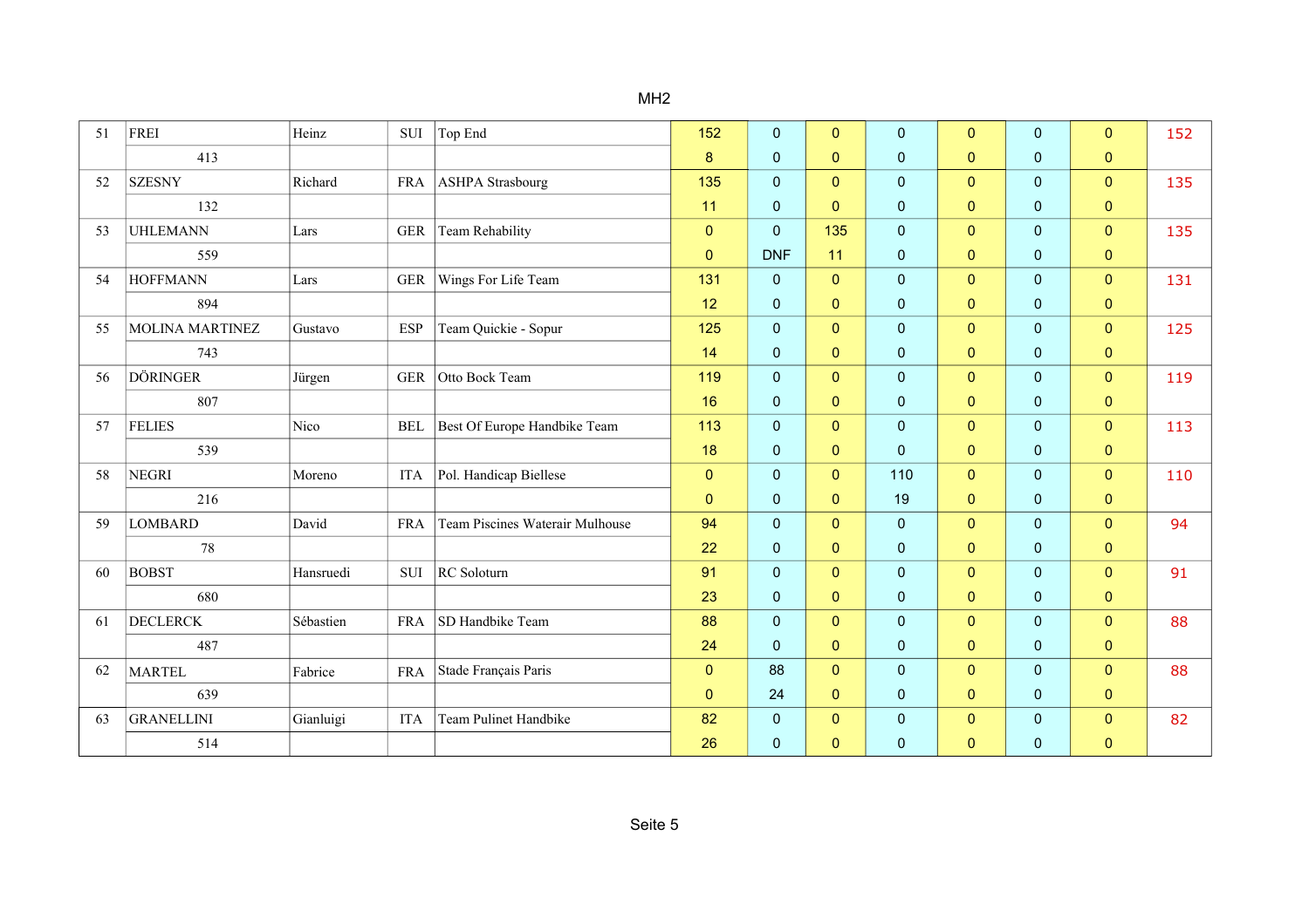MH2

| | | | | | | | | | | | | |
|---|---|---|---|---|---|---|---|---|---|---|---|---|
| 51 | FREI | Heinz | SUI | Top End | 152 | 0 | 0 | 0 | 0 | 0 | 0 | 152 |
| | 413 | | | | 8 | 0 | 0 | 0 | 0 | 0 | 0 | |
| 52 | SZESNY | Richard | FRA | ASHPA Strasbourg | 135 | 0 | 0 | 0 | 0 | 0 | 0 | 135 |
| | 132 | | | | 11 | 0 | 0 | 0 | 0 | 0 | 0 | |
| 53 | UHLEMANN | Lars | GER | Team Rehability | 0 | 0 | 135 | 0 | 0 | 0 | 0 | 135 |
| | 559 | | | | 0 | DNF | 11 | 0 | 0 | 0 | 0 | |
| 54 | HOFFMANN | Lars | GER | Wings For Life Team | 131 | 0 | 0 | 0 | 0 | 0 | 0 | 131 |
| | 894 | | | | 12 | 0 | 0 | 0 | 0 | 0 | 0 | |
| 55 | MOLINA MARTINEZ | Gustavo | ESP | Team Quickie - Sopur | 125 | 0 | 0 | 0 | 0 | 0 | 0 | 125 |
| | 743 | | | | 14 | 0 | 0 | 0 | 0 | 0 | 0 | |
| 56 | DÖRINGER | Jürgen | GER | Otto Bock Team | 119 | 0 | 0 | 0 | 0 | 0 | 0 | 119 |
| | 807 | | | | 16 | 0 | 0 | 0 | 0 | 0 | 0 | |
| 57 | FELIES | Nico | BEL | Best Of Europe Handbike Team | 113 | 0 | 0 | 0 | 0 | 0 | 0 | 113 |
| | 539 | | | | 18 | 0 | 0 | 0 | 0 | 0 | 0 | |
| 58 | NEGRI | Moreno | ITA | Pol. Handicap Biellese | 0 | 0 | 0 | 110 | 0 | 0 | 0 | 110 |
| | 216 | | | | 0 | 0 | 0 | 19 | 0 | 0 | 0 | |
| 59 | LOMBARD | David | FRA | Team Piscines Waterair Mulhouse | 94 | 0 | 0 | 0 | 0 | 0 | 0 | 94 |
| | 78 | | | | 22 | 0 | 0 | 0 | 0 | 0 | 0 | |
| 60 | BOBST | Hansruedi | SUI | RC Soloturn | 91 | 0 | 0 | 0 | 0 | 0 | 0 | 91 |
| | 680 | | | | 23 | 0 | 0 | 0 | 0 | 0 | 0 | |
| 61 | DECLERCK | Sébastien | FRA | SD Handbike Team | 88 | 0 | 0 | 0 | 0 | 0 | 0 | 88 |
| | 487 | | | | 24 | 0 | 0 | 0 | 0 | 0 | 0 | |
| 62 | MARTEL | Fabrice | FRA | Stade Français Paris | 0 | 88 | 0 | 0 | 0 | 0 | 0 | 88 |
| | 639 | | | | 0 | 24 | 0 | 0 | 0 | 0 | 0 | |
| 63 | GRANELLINI | Gianluigi | ITA | Team Pulinet Handbike | 82 | 0 | 0 | 0 | 0 | 0 | 0 | 82 |
| | 514 | | | | 26 | 0 | 0 | 0 | 0 | 0 | 0 | |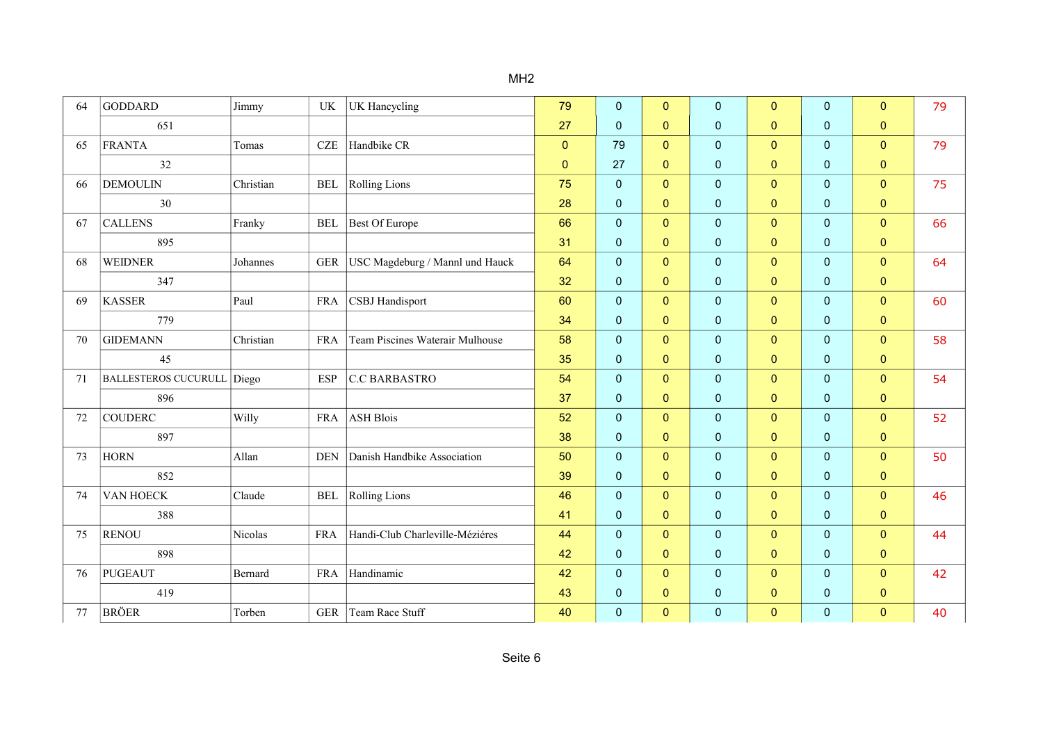# MH2

| | | | | | | | | | | | | |
|---|---|---|---|---|---|---|---|---|---|---|---|---|
| 64 | GODDARD | Jimmy | UK | UK Hancycling | 79 | 0 | 0 | 0 | 0 | 0 | 0 | 79 |
| | 651 | | | | 27 | 0 | 0 | 0 | 0 | 0 | 0 | |
| 65 | FRANTA | Tomas | CZE | Handbike CR | 0 | 79 | 0 | 0 | 0 | 0 | 0 | 79 |
| | 32 | | | | 0 | 27 | 0 | 0 | 0 | 0 | 0 | |
| 66 | DEMOULIN | Christian | BEL | Rolling Lions | 75 | 0 | 0 | 0 | 0 | 0 | 0 | 75 |
| | 30 | | | | 28 | 0 | 0 | 0 | 0 | 0 | 0 | |
| 67 | CALLENS | Franky | BEL | Best Of Europe | 66 | 0 | 0 | 0 | 0 | 0 | 0 | 66 |
| | 895 | | | | 31 | 0 | 0 | 0 | 0 | 0 | 0 | |
| 68 | WEIDNER | Johannes | GER | USC Magdeburg / Mannl und Hauck | 64 | 0 | 0 | 0 | 0 | 0 | 0 | 64 |
| | 347 | | | | 32 | 0 | 0 | 0 | 0 | 0 | 0 | |
| 69 | KASSER | Paul | FRA | CSBJ Handisport | 60 | 0 | 0 | 0 | 0 | 0 | 0 | 60 |
| | 779 | | | | 34 | 0 | 0 | 0 | 0 | 0 | 0 | |
| 70 | GIDEMANN | Christian | FRA | Team Piscines Waterair Mulhouse | 58 | 0 | 0 | 0 | 0 | 0 | 0 | 58 |
| | 45 | | | | 35 | 0 | 0 | 0 | 0 | 0 | 0 | |
| 71 | BALLESTEROS CUCURULL | Diego | ESP | C.C BARBASTRO | 54 | 0 | 0 | 0 | 0 | 0 | 0 | 54 |
| | 896 | | | | 37 | 0 | 0 | 0 | 0 | 0 | 0 | |
| 72 | COUDERC | Willy | FRA | ASH Blois | 52 | 0 | 0 | 0 | 0 | 0 | 0 | 52 |
| | 897 | | | | 38 | 0 | 0 | 0 | 0 | 0 | 0 | |
| 73 | HORN | Allan | DEN | Danish Handbike Association | 50 | 0 | 0 | 0 | 0 | 0 | 0 | 50 |
| | 852 | | | | 39 | 0 | 0 | 0 | 0 | 0 | 0 | |
| 74 | VAN HOECK | Claude | BEL | Rolling Lions | 46 | 0 | 0 | 0 | 0 | 0 | 0 | 46 |
| | 388 | | | | 41 | 0 | 0 | 0 | 0 | 0 | 0 | |
| 75 | RENOU | Nicolas | FRA | Handi-Club Charleville-Méziéres | 44 | 0 | 0 | 0 | 0 | 0 | 0 | 44 |
| | 898 | | | | 42 | 0 | 0 | 0 | 0 | 0 | 0 | |
| 76 | PUGEAUT | Bernard | FRA | Handinamic | 42 | 0 | 0 | 0 | 0 | 0 | 0 | 42 |
| | 419 | | | | 43 | 0 | 0 | 0 | 0 | 0 | 0 | |
| 77 | BRÖER | Torben | GER | Team Race Stuff | 40 | 0 | 0 | 0 | 0 | 0 | 0 | 40 |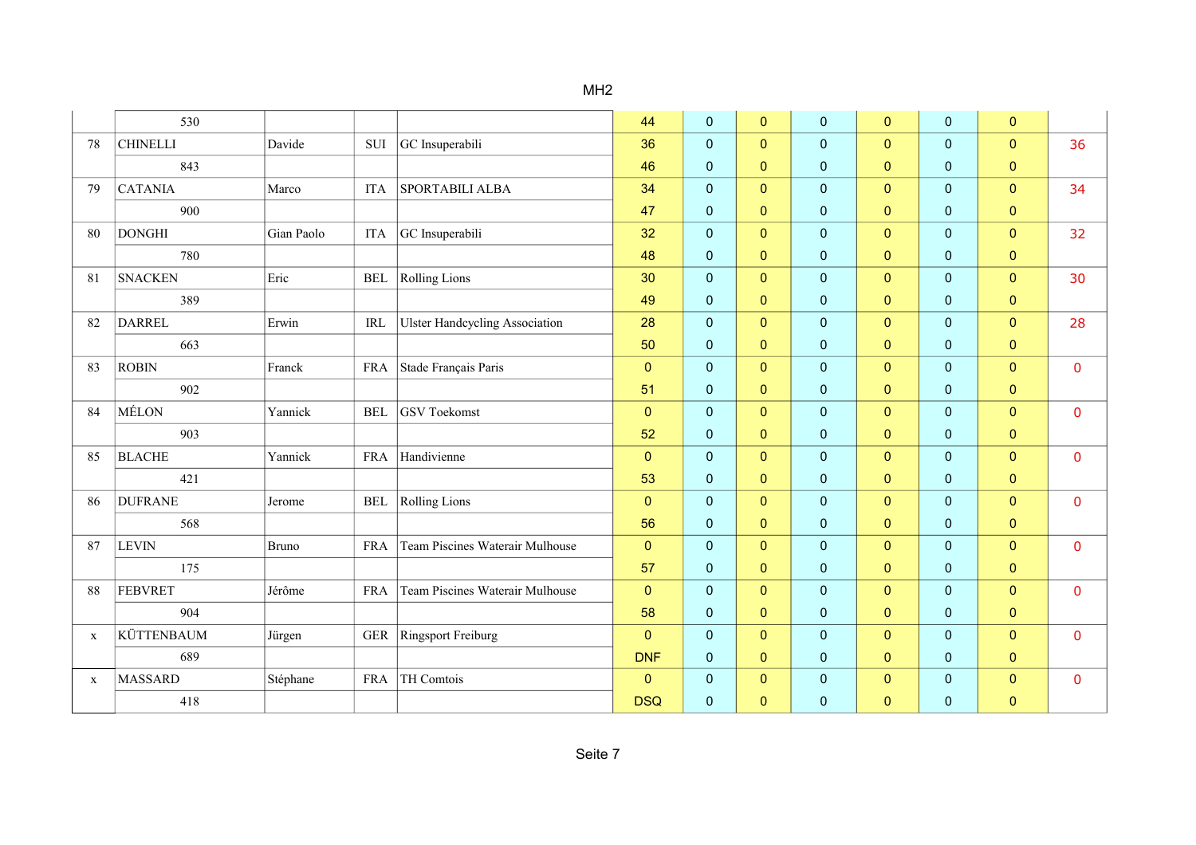MH2

| | | | | | | | | | | | | |
|---|---|---|---|---|---|---|---|---|---|---|---|---|
| | 530 | | | | 44 | 0 | 0 | 0 | 0 | 0 | 0 | |
| 78 | CHINELLI | Davide | SUI | GC Insuperabili | 36 | 0 | 0 | 0 | 0 | 0 | 0 | 36 |
| | 843 | | | | 46 | 0 | 0 | 0 | 0 | 0 | 0 | |
| 79 | CATANIA | Marco | ITA | SPORTABILI ALBA | 34 | 0 | 0 | 0 | 0 | 0 | 0 | 34 |
| | 900 | | | | 47 | 0 | 0 | 0 | 0 | 0 | 0 | |
| 80 | DONGHI | Gian Paolo | ITA | GC Insuperabili | 32 | 0 | 0 | 0 | 0 | 0 | 0 | 32 |
| | 780 | | | | 48 | 0 | 0 | 0 | 0 | 0 | 0 | |
| 81 | SNACKEN | Eric | BEL | Rolling Lions | 30 | 0 | 0 | 0 | 0 | 0 | 0 | 30 |
| | 389 | | | | 49 | 0 | 0 | 0 | 0 | 0 | 0 | |
| 82 | DARREL | Erwin | IRL | Ulster Handcycling Association | 28 | 0 | 0 | 0 | 0 | 0 | 0 | 28 |
| | 663 | | | | 50 | 0 | 0 | 0 | 0 | 0 | 0 | |
| 83 | ROBIN | Franck | FRA | Stade Français Paris | 0 | 0 | 0 | 0 | 0 | 0 | 0 | 0 |
| | 902 | | | | 51 | 0 | 0 | 0 | 0 | 0 | 0 | |
| 84 | MÉLON | Yannick | BEL | GSV Toekomst | 0 | 0 | 0 | 0 | 0 | 0 | 0 | 0 |
| | 903 | | | | 52 | 0 | 0 | 0 | 0 | 0 | 0 | |
| 85 | BLACHE | Yannick | FRA | Handivienne | 0 | 0 | 0 | 0 | 0 | 0 | 0 | 0 |
| | 421 | | | | 53 | 0 | 0 | 0 | 0 | 0 | 0 | |
| 86 | DUFRANE | Jerome | BEL | Rolling Lions | 0 | 0 | 0 | 0 | 0 | 0 | 0 | 0 |
| | 568 | | | | 56 | 0 | 0 | 0 | 0 | 0 | 0 | |
| 87 | LEVIN | Bruno | FRA | Team Piscines Waterair Mulhouse | 0 | 0 | 0 | 0 | 0 | 0 | 0 | 0 |
| | 175 | | | | 57 | 0 | 0 | 0 | 0 | 0 | 0 | |
| 88 | FEBVRET | Jérôme | FRA | Team Piscines Waterair Mulhouse | 0 | 0 | 0 | 0 | 0 | 0 | 0 | 0 |
| | 904 | | | | 58 | 0 | 0 | 0 | 0 | 0 | 0 | |
| x | KÜTTENBAUM | Jürgen | GER | Ringsport Freiburg | 0 | 0 | 0 | 0 | 0 | 0 | 0 | 0 |
| | 689 | | | | DNF | 0 | 0 | 0 | 0 | 0 | 0 | |
| x | MASSARD | Stéphane | FRA | TH Comtois | 0 | 0 | 0 | 0 | 0 | 0 | 0 | 0 |
| | 418 | | | | DSQ | 0 | 0 | 0 | 0 | 0 | 0 | |